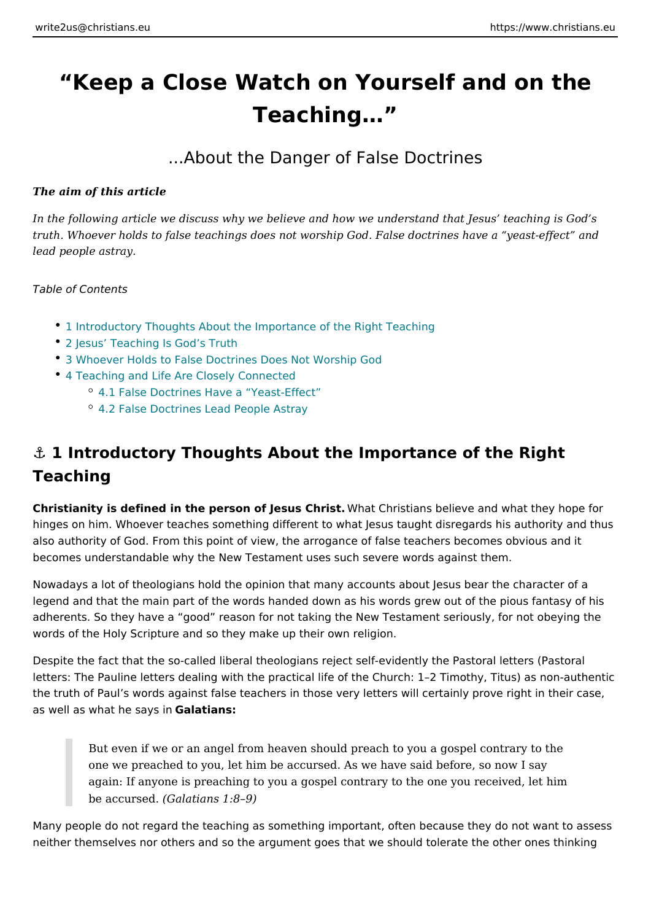# “Keep a Close Watch on Yourself and on the Teaching…”

## …About the Danger of False Doctrines

***The aim of this article***

*In the following article we discuss why we believe and how we understand that Jesus’ teaching is God’s truth. Whoever holds to false teachings does not worship God. False doctrines have a “yeast-effect” and lead people astray.*

*Table of Contents*

- 1 Introductory Thoughts About the Importance of the Right Teaching
- 2 Jesus’ Teaching Is God’s Truth
- 3 Whoever Holds to False Doctrines Does Not Worship God
- 4 Teaching and Life Are Closely Connected
  - 4.1 False Doctrines Have a “Yeast-Effect”
  - 4.2 False Doctrines Lead People Astray

## ⚓ 1 Introductory Thoughts About the Importance of the Right Teaching

**Christianity is defined in the person of Jesus Christ.** What Christians believe and what they hope for hinges on him. Whoever teaches something different to what Jesus taught disregards his authority and thus also authority of God. From this point of view, the arrogance of false teachers becomes obvious and it becomes understandable why the New Testament uses such severe words against them.

Nowadays a lot of theologians hold the opinion that many accounts about Jesus bear the character of a legend and that the main part of the words handed down as his words grew out of the pious fantasy of his adherents. So they have a “good” reason for not taking the New Testament seriously, for not obeying the words of the Holy Scripture and so they make up their own religion.

Despite the fact that the so-called liberal theologians reject self-evidently the Pastoral letters (Pastoral letters: The Pauline letters dealing with the practical life of the Church: 1–2 Timothy, Titus) as non-authentic the truth of Paul’s words against false teachers in those very letters will certainly prove right in their case, as well as what he says in **Galatians:**

> But even if we or an angel from heaven should preach to you a gospel contrary to the one we preached to you, let him be accursed. As we have said before, so now I say again: If anyone is preaching to you a gospel contrary to the one you received, let him be accursed. *(Galatians 1:8–9)*

Many people do not regard the teaching as something important, often because they do not want to assess neither themselves nor others and so the argument goes that we should tolerate the other ones thinking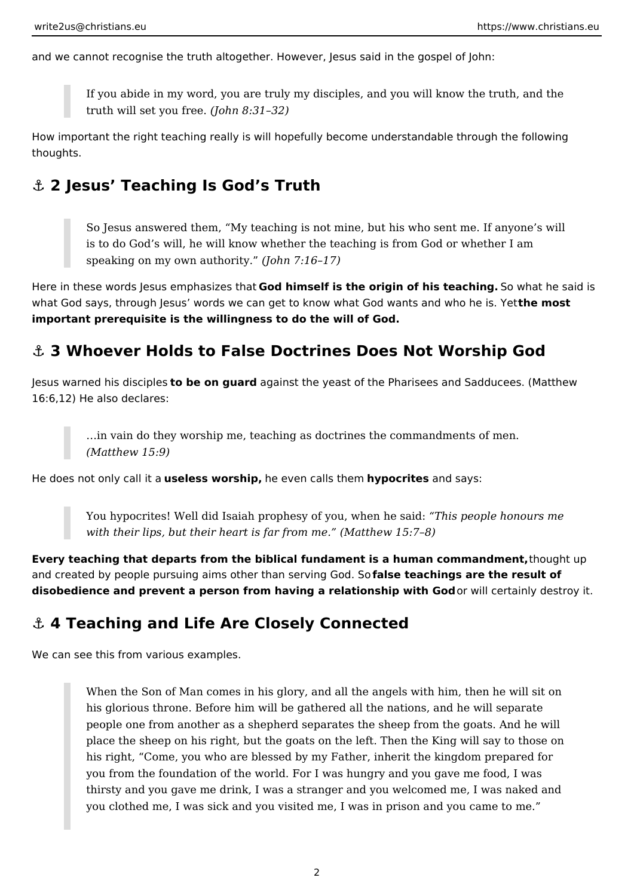and we cannot recognise the truth altogether. However, Jesus said in the gospel of John:

> If you abide in my word, you are truly my disciples, and you will know the truth, and the truth will set you free. *(John 8:31–32)*

How important the right teaching really is will hopefully become understandable through the following thoughts.

## ⚓ 2 Jesus' Teaching Is God's Truth

> So Jesus answered them, "My teaching is not mine, but his who sent me. If anyone's will is to do God's will, he will know whether the teaching is from God or whether I am speaking on my own authority." *(John 7:16–17)*

Here in these words Jesus emphasizes that **God himself is the origin of his teaching.** So what he said is what God says, through Jesus' words we can get to know what God wants and who he is. Yet **the most important prerequisite is the willingness to do the will of God.**

## ⚓ 3 Whoever Holds to False Doctrines Does Not Worship God

Jesus warned his disciples **to be on guard** against the yeast of the Pharisees and Sadducees. (Matthew 16:6,12) He also declares:

> …in vain do they worship me, teaching as doctrines the commandments of men. *(Matthew 15:9)*

He does not only call it a **useless worship,** he even calls them **hypocrites** and says:

> You hypocrites! Well did Isaiah prophesy of you, when he said: *"This people honours me with their lips, but their heart is far from me." (Matthew 15:7–8)*

**Every teaching that departs from the biblical fundament is a human commandment,** thought up and created by people pursuing aims other than serving God. So **false teachings are the result of disobedience and prevent a person from having a relationship with God** or will certainly destroy it.

## ⚓ 4 Teaching and Life Are Closely Connected

We can see this from various examples.

> When the Son of Man comes in his glory, and all the angels with him, then he will sit on his glorious throne. Before him will be gathered all the nations, and he will separate people one from another as a shepherd separates the sheep from the goats. And he will place the sheep on his right, but the goats on the left. Then the King will say to those on his right, "Come, you who are blessed by my Father, inherit the kingdom prepared for you from the foundation of the world. For I was hungry and you gave me food, I was thirsty and you gave me drink, I was a stranger and you welcomed me, I was naked and you clothed me, I was sick and you visited me, I was in prison and you came to me."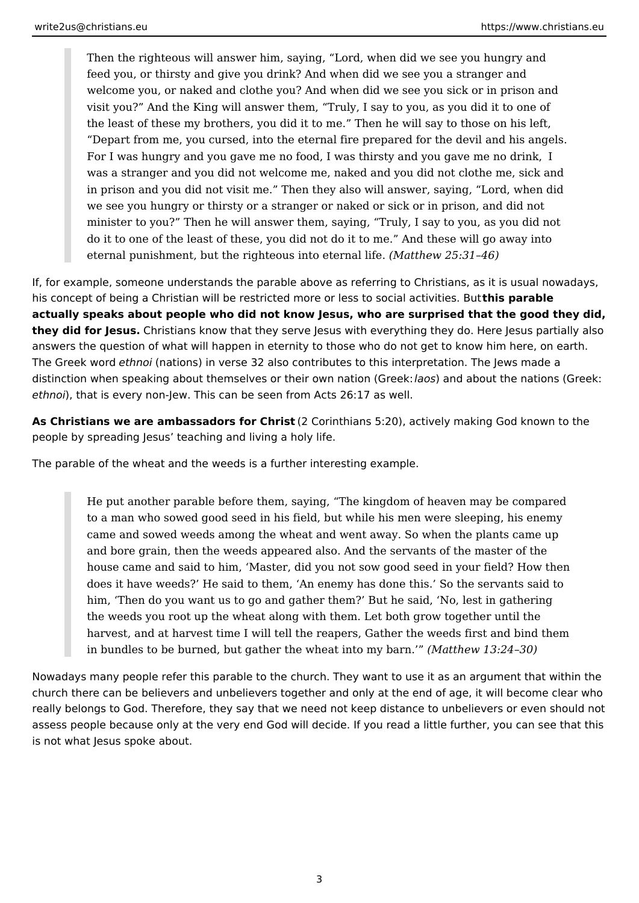> Then the righteous will answer him, saying, "Lord, when did we see you hungry and feed you, or thirsty and give you drink? And when did we see you a stranger and welcome you, or naked and clothe you? And when did we see you sick or in prison and visit you?" And the King will answer them, "Truly, I say to you, as you did it to one of the least of these my brothers, you did it to me." Then he will say to those on his left, "Depart from me, you cursed, into the eternal fire prepared for the devil and his angels. For I was hungry and you gave me no food, I was thirsty and you gave me no drink, I was a stranger and you did not welcome me, naked and you did not clothe me, sick and in prison and you did not visit me." Then they also will answer, saying, "Lord, when did we see you hungry or thirsty or a stranger or naked or sick or in prison, and did not minister to you?" Then he will answer them, saying, "Truly, I say to you, as you did not do it to one of the least of these, you did not do it to me." And these will go away into eternal punishment, but the righteous into eternal life. *(Matthew 25:31–46)*

If, for example, someone understands the parable above as referring to Christians, as it is usual nowadays, his concept of being a Christian will be restricted more or less to social activities. But **this parable actually speaks about people who did not know Jesus, who are surprised that the good they did, they did for Jesus.** Christians know that they serve Jesus with everything they do. Here Jesus partially also answers the question of what will happen in eternity to those who do not get to know him here, on earth. The Greek word *ethnoi* (nations) in verse 32 also contributes to this interpretation. The Jews made a distinction when speaking about themselves or their own nation (Greek: *laos*) and about the nations (Greek: *ethnoi*), that is every non-Jew. This can be seen from Acts 26:17 as well.

**As Christians we are ambassadors for Christ** (2 Corinthians 5:20), actively making God known to the people by spreading Jesus' teaching and living a holy life.

The parable of the wheat and the weeds is a further interesting example.

> He put another parable before them, saying, "The kingdom of heaven may be compared to a man who sowed good seed in his field, but while his men were sleeping, his enemy came and sowed weeds among the wheat and went away. So when the plants came up and bore grain, then the weeds appeared also. And the servants of the master of the house came and said to him, 'Master, did you not sow good seed in your field? How then does it have weeds?' He said to them, 'An enemy has done this.' So the servants said to him, 'Then do you want us to go and gather them?' But he said, 'No, lest in gathering the weeds you root up the wheat along with them. Let both grow together until the harvest, and at harvest time I will tell the reapers, Gather the weeds first and bind them in bundles to be burned, but gather the wheat into my barn.'" *(Matthew 13:24–30)*

Nowadays many people refer this parable to the church. They want to use it as an argument that within the church there can be believers and unbelievers together and only at the end of age, it will become clear who really belongs to God. Therefore, they say that we need not keep distance to unbelievers or even should not assess people because only at the very end God will decide. If you read a little further, you can see that this is not what Jesus spoke about.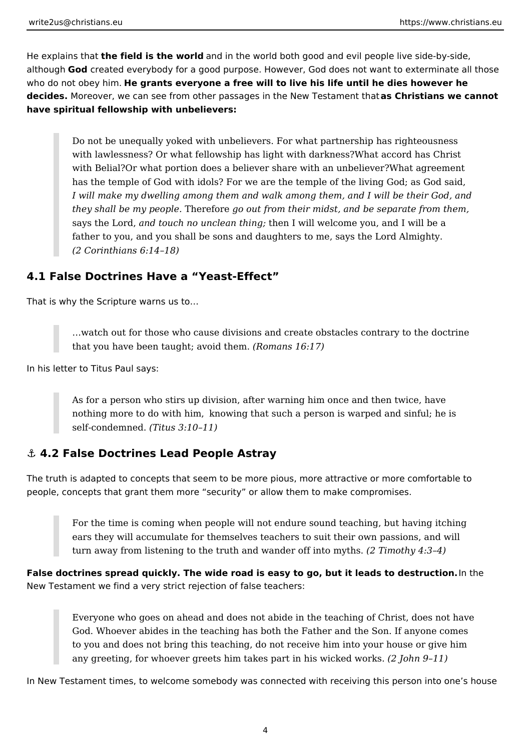He explains that **the field is the world** and in the world both good and evil people live side-by-side, although **God** created everybody for a good purpose. However, God does not want to exterminate all those who do not obey him. **He grants everyone a free will to live his life until he dies however he decides.** Moreover, we can see from other passages in the New Testament that **as Christians we cannot have spiritual fellowship with unbelievers:**

> Do not be unequally yoked with unbelievers. For what partnership has righteousness with lawlessness? Or what fellowship has light with darkness?What accord has Christ with Belial?Or what portion does a believer share with an unbeliever?What agreement has the temple of God with idols? For we are the temple of the living God; as God said, *I will make my dwelling among them and walk among them, and I will be their God, and they shall be my people*. Therefore *go out from their midst, and be separate from them,* says the Lord, *and touch no unclean thing;* then I will welcome you, and I will be a father to you, and you shall be sons and daughters to me, says the Lord Almighty. *(2 Corinthians 6:14–18)*

## 4.1 False Doctrines Have a "Yeast-Effect"

That is why the Scripture warns us to…

> …watch out for those who cause divisions and create obstacles contrary to the doctrine that you have been taught; avoid them. *(Romans 16:17)*

In his letter to Titus Paul says:

> As for a person who stirs up division, after warning him once and then twice, have nothing more to do with him, knowing that such a person is warped and sinful; he is self-condemned. *(Titus 3:10–11)*

## ⚓ 4.2 False Doctrines Lead People Astray

The truth is adapted to concepts that seem to be more pious, more attractive or more comfortable to people, concepts that grant them more "security" or allow them to make compromises.

> For the time is coming when people will not endure sound teaching, but having itching ears they will accumulate for themselves teachers to suit their own passions, and will turn away from listening to the truth and wander off into myths. *(2 Timothy 4:3–4)*

**False doctrines spread quickly. The wide road is easy to go, but it leads to destruction.** In the New Testament we find a very strict rejection of false teachers:

> Everyone who goes on ahead and does not abide in the teaching of Christ, does not have God. Whoever abides in the teaching has both the Father and the Son. If anyone comes to you and does not bring this teaching, do not receive him into your house or give him any greeting, for whoever greets him takes part in his wicked works. *(2 John 9–11)*

In New Testament times, to welcome somebody was connected with receiving this person into one's house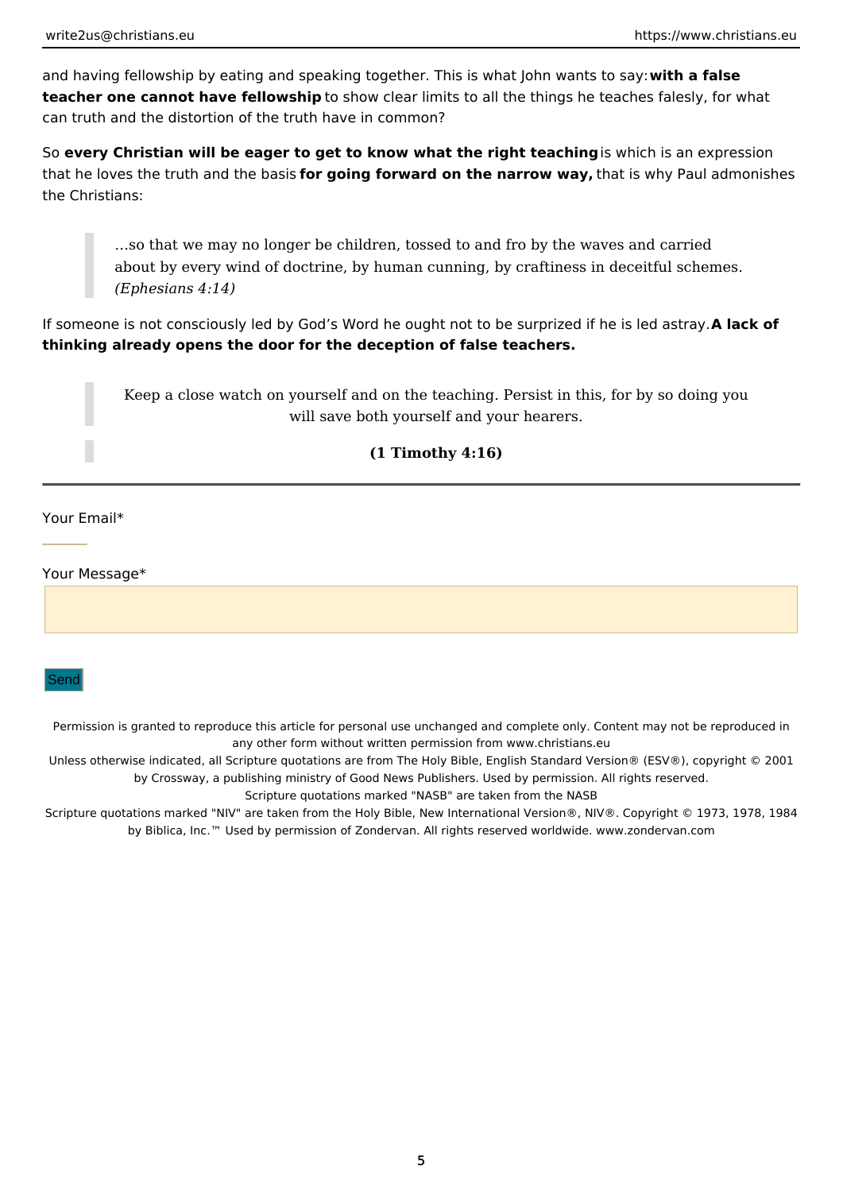and having fellowship by eating and speaking together. This is what John wants to say: **with a false teacher one cannot have fellowship** to show clear limits to all the things he teaches falesly, for what can truth and the distortion of the truth have in common?

So **every Christian will be eager to get to know what the right teaching** is which is an expression that he loves the truth and the basis **for going forward on the narrow way,** that is why Paul admonishes the Christians:

> …so that we may no longer be children, tossed to and fro by the waves and carried about by every wind of doctrine, by human cunning, by craftiness in deceitful schemes. *(Ephesians 4:14)*

If someone is not consciously led by God's Word he ought not to be surprized if he is led astray. **A lack of thinking already opens the door for the deception of false teachers.**

> Keep a close watch on yourself and on the teaching. Persist in this, for by so doing you will save both yourself and your hearers.
>
> **(1 Timothy 4:16)**

---

Your Email*

Your Message*

Send

Permission is granted to reproduce this article for personal use unchanged and complete only. Content may not be reproduced in any other form without written permission from www.christians.eu

Unless otherwise indicated, all Scripture quotations are from The Holy Bible, English Standard Version® (ESV®), copyright © 2001 by Crossway, a publishing ministry of Good News Publishers. Used by permission. All rights reserved.

Scripture quotations marked "NASB" are taken from the NASB

Scripture quotations marked "NIV" are taken from the Holy Bible, New International Version®, NIV®. Copyright © 1973, 1978, 1984 by Biblica, Inc.™ Used by permission of Zondervan. All rights reserved worldwide. www.zondervan.com